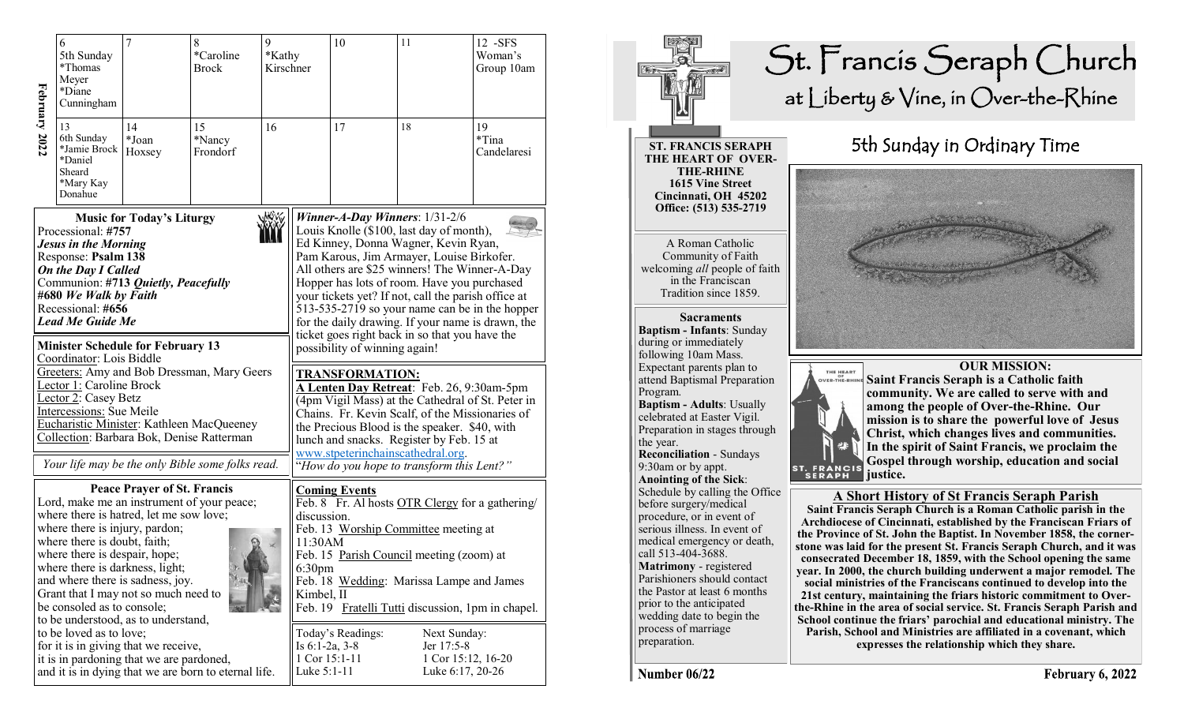# St. Francis Seraph Church

## at Liberty & Vine, in Over-the-Rhine

### 5th Sunday in Ordinary Time

**ST. FRANCIS SERAPH THE HEART OF OVER-THE-RHINE**
**1615 Vine Street**
**Cincinnati, OH 45202**
**Office: (513) 535-2719**

A Roman Catholic Community of Faith welcoming *all* people of faith in the Franciscan Tradition since 1859.

**Sacraments**

**Baptism - Infants**: Sunday during or immediately following 10am Mass. Expectant parents plan to attend Baptismal Preparation Program.

**Baptism - Adults**: Usually celebrated at Easter Vigil. Preparation in stages through the year.

**Reconciliation** - Sundays 9:30am or by appt.

**Anointing of the Sick**: Schedule by calling the Office before surgery/medical procedure, or in event of serious illness. In event of medical emergency or death, call 513-404-3688.

**Matrimony** - registered Parishioners should contact the Pastor at least 6 months prior to the anticipated wedding date to begin the process of marriage preparation.

**OUR MISSION:**

**Saint Francis Seraph is a Catholic faith community. We are called to serve with and among the people of Over-the-Rhine. Our mission is to share the powerful love of Jesus Christ, which changes lives and communities. In the spirit of Saint Francis, we proclaim the Gospel through worship, education and social justice.**

**A Short History of St Francis Seraph Parish**

**Saint Francis Seraph Church is a Roman Catholic parish in the Archdiocese of Cincinnati, established by the Franciscan Friars of the Province of St. John the Baptist. In November 1858, the corner-stone was laid for the present St. Francis Seraph Church, and it was consecrated December 18, 1859, with the School opening the same year. In 2000, the church building underwent a major remodel. The social ministries of the Franciscans continued to develop into the 21st century, maintaining the friars historic commitment to Over-the-Rhine in the area of social service. St. Francis Seraph Parish and School continue the friars' parochial and educational ministry. The Parish, School and Ministries are affiliated in a covenant, which expresses the relationship which they share.**

**Number 06/22** — **February 6, 2022**

---

**February 2022**

| Sun | Mon | Tue | Wed | Thu | Fri | Sat |
|---|---|---|---|---|---|---|
| 6 5th Sunday *Thomas Meyer *Diane Cunningham | 7 | 8 *Caroline Brock | 9 *Kathy Kirschner | 10 | 11 | 12 -SFS Woman's Group 10am |
| 13 6th Sunday *Jamie Brock *Daniel Sheard *Mary Kay Donahue | 14 *Joan Hoxsey | 15 *Nancy Frondorf | 16 | 17 | 18 | 19 *Tina Candelaresi |

**Music for Today's Liturgy**

Processional: **#757**
***Jesus in the Morning***
Response: **Psalm 138**
***On the Day I Called***
Communion: **#713 *Quietly, Peacefully***
**#680 *We Walk by Faith***
Recessional: **#656**
***Lead Me Guide Me***

**Minister Schedule for February 13**

Coordinator: Lois Biddle
Greeters: Amy and Bob Dressman, Mary Geers
Lector 1: Caroline Brock
Lector 2: Casey Betz
Intercessions: Sue Meile
Eucharistic Minister: Kathleen MacQueeney
Collection: Barbara Bok, Denise Ratterman

*Your life may be the only Bible some folks read.*

**Peace Prayer of St. Francis**

Lord, make me an instrument of your peace;
where there is hatred, let me sow love;
where there is injury, pardon;
where there is doubt, faith;
where there is despair, hope;
where there is darkness, light;
and where there is sadness, joy.
Grant that I may not so much need to be consoled as to console;
to be understood, as to understand,
to be loved as to love;
for it is in giving that we receive,
it is in pardoning that we are pardoned,
and it is in dying that we are born to eternal life.

***Winner-A-Day Winners***: 1/31-2/6
Louis Knolle ($100, last day of month), Ed Kinney, Donna Wagner, Kevin Ryan, Pam Karous, Jim Armayer, Louise Birkofer. All others are $25 winners! The Winner-A-Day Hopper has lots of room. Have you purchased your tickets yet? If not, call the parish office at 513-535-2719 so your name can be in the hopper for the daily drawing. If your name is drawn, the ticket goes right back in so that you have the possibility of winning again!

**TRANSFORMATION:**

**A Lenten Day Retreat**: Feb. 26, 9:30am-5pm (4pm Vigil Mass) at the Cathedral of St. Peter in Chains. Fr. Kevin Scalf, of the Missionaries of the Precious Blood is the speaker. $40, with lunch and snacks. Register by Feb. 15 at www.stpeterinchainscathedral.org.
*"How do you hope to transform this Lent?"*

**Coming Events**

Feb. 8 Fr. Al hosts OTR Clergy for a gathering/ discussion.
Feb. 13 Worship Committee meeting at 11:30AM
Feb. 15 Parish Council meeting (zoom) at 6:30pm
Feb. 18 Wedding: Marissa Lampe and James Kimbel, II
Feb. 19 Fratelli Tutti discussion, 1pm in chapel.

| Today's Readings: | Next Sunday: |
|---|---|
| Is 6:1-2a, 3-8 | Jer 17:5-8 |
| 1 Cor 15:1-11 | 1 Cor 15:12, 16-20 |
| Luke 5:1-11 | Luke 6:17, 20-26 |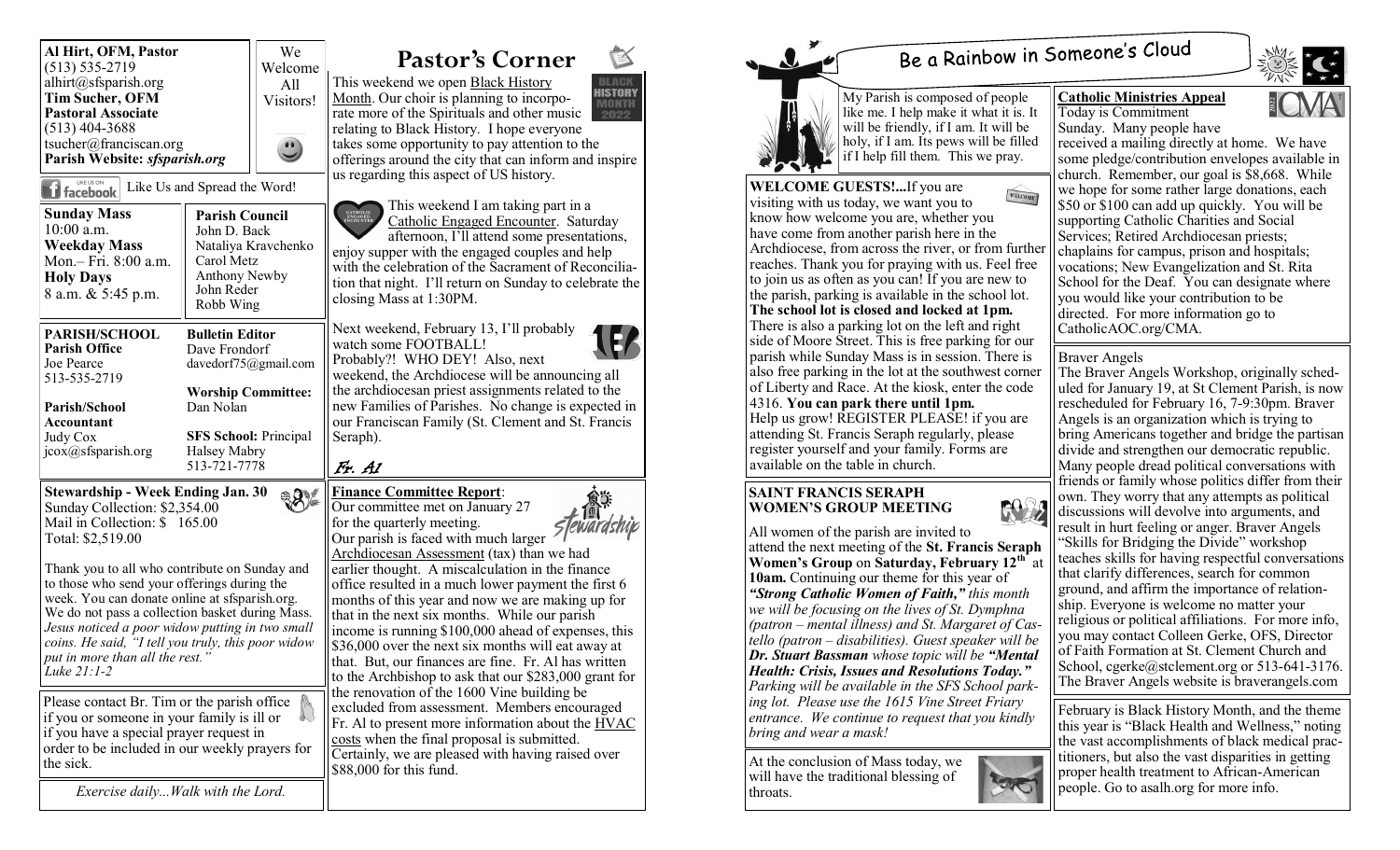**Al Hirt, OFM, Pastor**
(513) 535-2719
alhirt@sfsparish.org
**Tim Sucher, OFM**
**Pastoral Associate**
(513) 404-3688
tsucher@franciscan.org
**Parish Website:** ***sfsparish.org***

We Welcome All Visitors!

Like Us and Spread the Word!

**Sunday Mass**
10:00 a.m.
**Weekday Mass**
Mon.– Fri. 8:00 a.m.
**Holy Days**
8 a.m. & 5:45 p.m.

**Parish Council**
John D. Back
Nataliya Kravchenko
Carol Metz
Anthony Newby
John Reder
Robb Wing

**PARISH/SCHOOL**
**Parish Office**
Joe Pearce
513-535-2719

**Parish/School Accountant**
Judy Cox
jcox@sfsparish.org

**Bulletin Editor**
Dave Frondorf
davedorf75@gmail.com

**Worship Committee:**
Dan Nolan

**SFS School:** Principal
Halsey Mabry
513-721-7778

**Stewardship - Week Ending Jan. 30**
Sunday Collection: $2,354.00
Mail in Collection: $ 165.00
Total: $2,519.00

Thank you to all who contribute on Sunday and to those who send your offerings during the week. You can donate online at sfsparish.org. We do not pass a collection basket during Mass. *Jesus noticed a poor widow putting in two small coins. He said, "I tell you truly, this poor widow put in more than all the rest." Luke 21:1-2*

Please contact Br. Tim or the parish office if you or someone in your family is ill or if you have a special prayer request in order to be included in our weekly prayers for the sick.

*Exercise daily...Walk with the Lord.*

# Pastor's Corner

This weekend we open Black History Month. Our choir is planning to incorporate more of the Spirituals and other music relating to Black History. I hope everyone takes some opportunity to pay attention to the offerings around the city that can inform and inspire us regarding this aspect of US history.

This weekend I am taking part in a Catholic Engaged Encounter. Saturday afternoon, I'll attend some presentations, enjoy supper with the engaged couples and help with the celebration of the Sacrament of Reconciliation that night. I'll return on Sunday to celebrate the closing Mass at 1:30PM.

Next weekend, February 13, I'll probably watch some FOOTBALL! Probably?! WHO DEY! Also, next weekend, the Archdiocese will be announcing all the archdiocesan priest assignments related to the new Families of Parishes. No change is expected in our Franciscan Family (St. Clement and St. Francis Seraph).

*Fr. Al*

**Finance Committee Report**:
Our committee met on January 27 for the quarterly meeting. Our parish is faced with much larger Archdiocesan Assessment (tax) than we had earlier thought. A miscalculation in the finance office resulted in a much lower payment the first 6 months of this year and now we are making up for that in the next six months. While our parish income is running $100,000 ahead of expenses, this $36,000 over the next six months will eat away at that. But, our finances are fine. Fr. Al has written to the Archbishop to ask that our $283,000 grant for the renovation of the 1600 Vine building be excluded from assessment. Members encouraged Fr. Al to present more information about the HVAC costs when the final proposal is submitted. Certainly, we are pleased with having raised over $88,000 for this fund.

## Be a Rainbow in Someone's Cloud

My Parish is composed of people like me. I help make it what it is. It will be friendly, if I am. It will be holy, if I am. Its pews will be filled if I help fill them. This we pray.

**WELCOME GUESTS!...**If you are visiting with us today, we want you to know how welcome you are, whether you have come from another parish here in the Archdiocese, from across the river, or from further reaches. Thank you for praying with us. Feel free to join us as often as you can! If you are new to the parish, parking is available in the school lot. **The school lot is closed and locked at 1pm.** There is also a parking lot on the left and right side of Moore Street. This is free parking for our parish while Sunday Mass is in session. There is also free parking in the lot at the southwest corner of Liberty and Race. At the kiosk, enter the code 4316. **You can park there until 1pm.**
Help us grow! REGISTER PLEASE! if you are attending St. Francis Seraph regularly, please register yourself and your family. Forms are available on the table in church.

**SAINT FRANCIS SERAPH WOMEN'S GROUP MEETING**

All women of the parish are invited to attend the next meeting of the **St. Francis Seraph Women's Group** on **Saturday, February 12th** at **10am.** Continuing our theme for this year of ***"Strong Catholic Women of Faith,"*** *this month we will be focusing on the lives of St. Dymphna (patron – mental illness) and St. Margaret of Castello (patron – disabilities). Guest speaker will be* ***Dr. Stuart Bassman*** *whose topic will be* ***"Mental Health: Crisis, Issues and Resolutions Today."*** *Parking will be available in the SFS School parking lot. Please use the 1615 Vine Street Friary entrance. We continue to request that you kindly bring and wear a mask!*

At the conclusion of Mass today, we will have the traditional blessing of throats.

**Catholic Ministries Appeal**
Today is Commitment Sunday. Many people have received a mailing directly at home. We have some pledge/contribution envelopes available in church. Remember, our goal is $8,668. While we hope for some rather large donations, each $50 or $100 can add up quickly. You will be supporting Catholic Charities and Social Services; Retired Archdiocesan priests; chaplains for campus, prison and hospitals; vocations; New Evangelization and St. Rita School for the Deaf. You can designate where you would like your contribution to be directed. For more information go to CatholicAOC.org/CMA.

Braver Angels
The Braver Angels Workshop, originally scheduled for January 19, at St Clement Parish, is now rescheduled for February 16, 7-9:30pm. Braver Angels is an organization which is trying to bring Americans together and bridge the partisan divide and strengthen our democratic republic. Many people dread political conversations with friends or family whose politics differ from their own. They worry that any attempts as political discussions will devolve into arguments, and result in hurt feeling or anger. Braver Angels "Skills for Bridging the Divide" workshop teaches skills for having respectful conversations that clarify differences, search for common ground, and affirm the importance of relationship. Everyone is welcome no matter your religious or political affiliations. For more info, you may contact Colleen Gerke, OFS, Director of Faith Formation at St. Clement Church and School, cgerke@stclement.org or 513-641-3176. The Braver Angels website is braverangels.com

February is Black History Month, and the theme this year is "Black Health and Wellness," noting the vast accomplishments of black medical practitioners, but also the vast disparities in getting proper health treatment to African-American people. Go to asalh.org for more info.